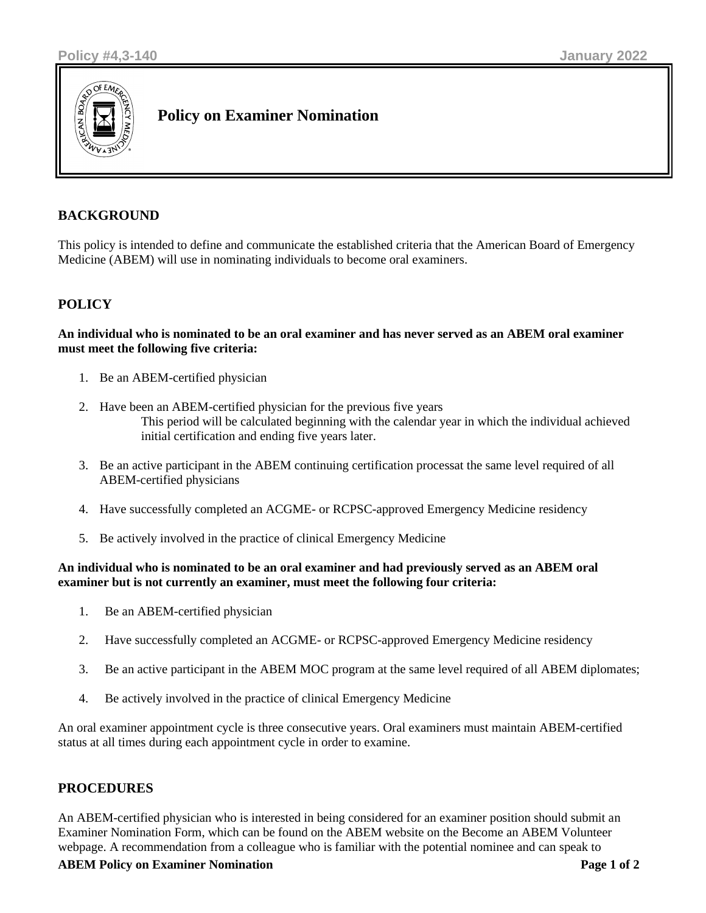Policy #4,3-140 January 2022

# Policy on Examiner Nomination

## BACKGROUND

This policy is intended to define and communicate the established criteria that the American Board of Emergency Medicine (ABEM) will use in nominating individuals to become oral examiners.

## POLICY

**An individual who is nominated to be an oral examiner and has never served as an ABEM oral examiner must meet the following five criteria:**

1. Be an ABEM-certified physician
2. Have been an ABEM-certified physician for the previous five years
   This period will be calculated beginning with the calendar year in which the individual achieved initial certification and ending five years later.
3. Be an active participant in the ABEM continuing certification processat the same level required of all ABEM-certified physicians
4. Have successfully completed an ACGME- or RCPSC-approved Emergency Medicine residency
5. Be actively involved in the practice of clinical Emergency Medicine

**An individual who is nominated to be an oral examiner and had previously served as an ABEM oral examiner but is not currently an examiner, must meet the following four criteria:**

1. Be an ABEM-certified physician
2. Have successfully completed an ACGME- or RCPSC-approved Emergency Medicine residency
3. Be an active participant in the ABEM MOC program at the same level required of all ABEM diplomates;
4. Be actively involved in the practice of clinical Emergency Medicine

An oral examiner appointment cycle is three consecutive years. Oral examiners must maintain ABEM-certified status at all times during each appointment cycle in order to examine.

## PROCEDURES

An ABEM-certified physician who is interested in being considered for an examiner position should submit an Examiner Nomination Form, which can be found on the ABEM website on the Become an ABEM Volunteer webpage. A recommendation from a colleague who is familiar with the potential nominee and can speak to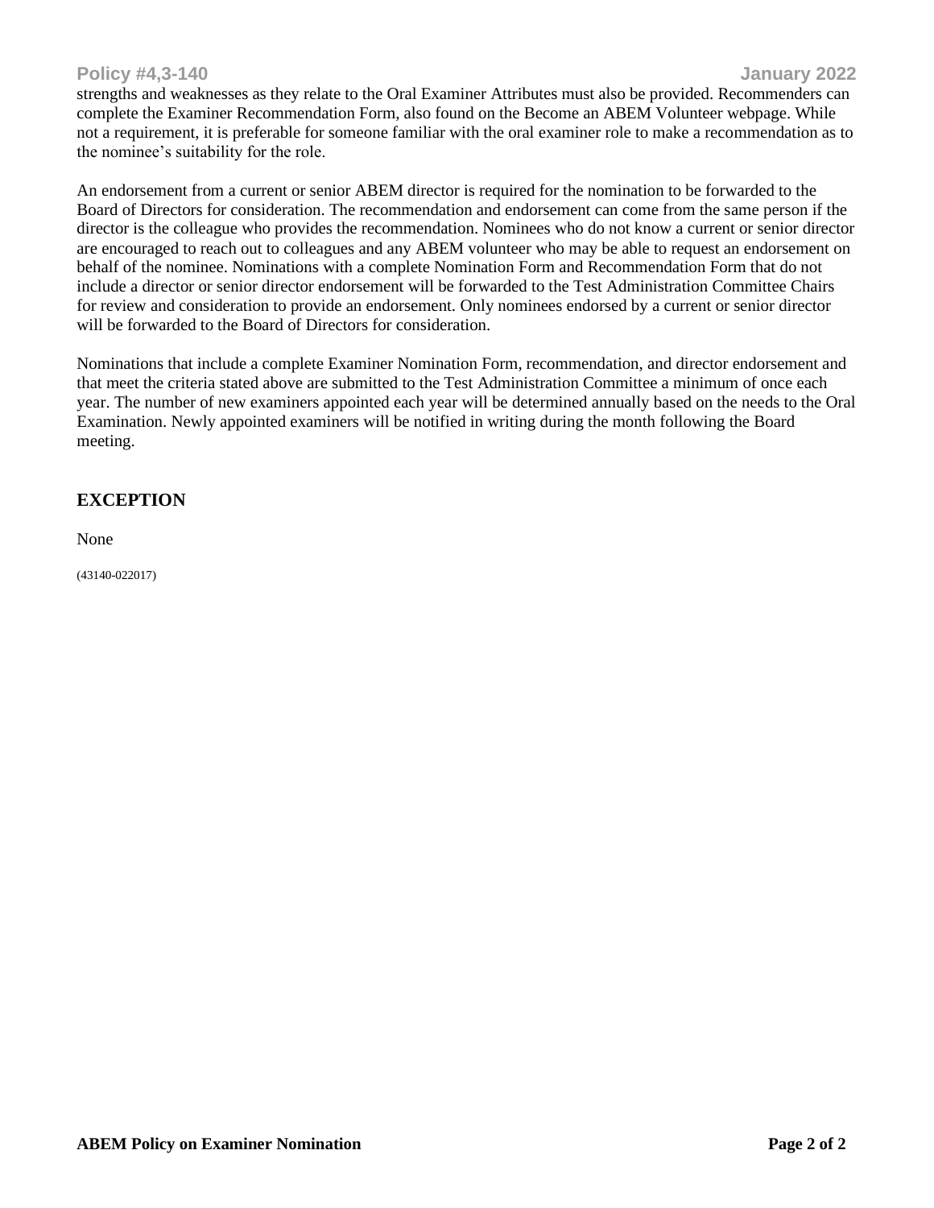strengths and weaknesses as they relate to the Oral Examiner Attributes must also be provided. Recommenders can complete the Examiner Recommendation Form, also found on the Become an ABEM Volunteer webpage. While not a requirement, it is preferable for someone familiar with the oral examiner role to make a recommendation as to the nominee's suitability for the role.

An endorsement from a current or senior ABEM director is required for the nomination to be forwarded to the Board of Directors for consideration. The recommendation and endorsement can come from the same person if the director is the colleague who provides the recommendation. Nominees who do not know a current or senior director are encouraged to reach out to colleagues and any ABEM volunteer who may be able to request an endorsement on behalf of the nominee. Nominations with a complete Nomination Form and Recommendation Form that do not include a director or senior director endorsement will be forwarded to the Test Administration Committee Chairs for review and consideration to provide an endorsement. Only nominees endorsed by a current or senior director will be forwarded to the Board of Directors for consideration.

Nominations that include a complete Examiner Nomination Form, recommendation, and director endorsement and that meet the criteria stated above are submitted to the Test Administration Committee a minimum of once each year. The number of new examiners appointed each year will be determined annually based on the needs to the Oral Examination. Newly appointed examiners will be notified in writing during the month following the Board meeting.

## EXCEPTION

None

(43140-022017)